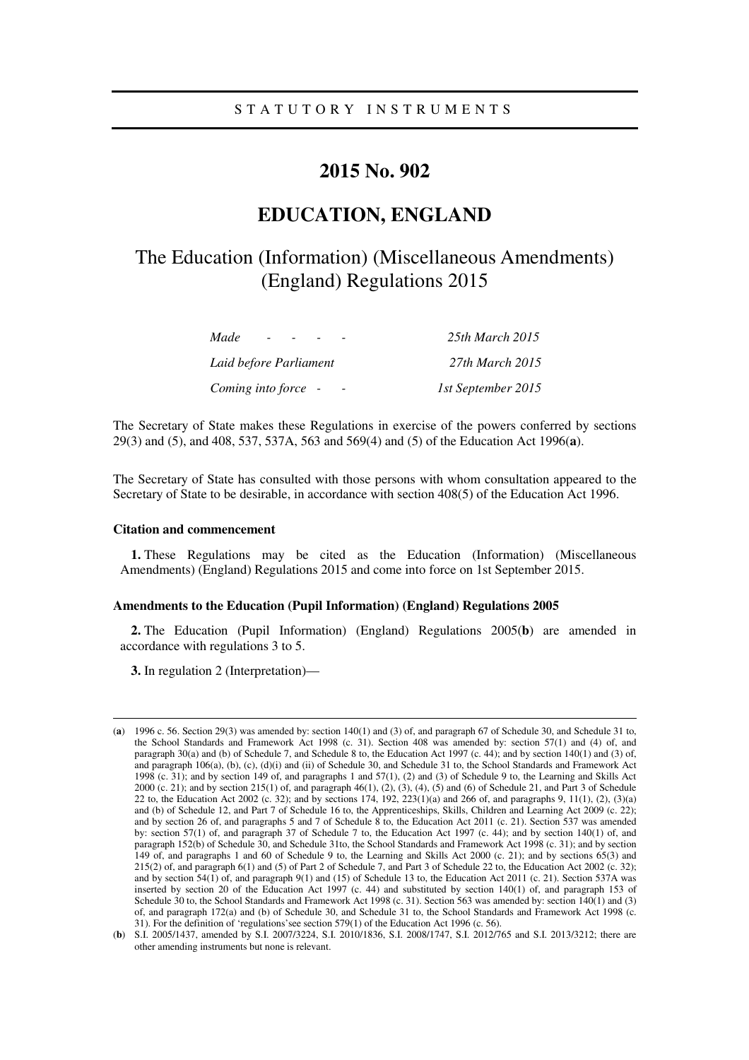STATUTORY INSTRUMENTS

# 2015 No. 902

# EDUCATION, ENGLAND

## The Education (Information) (Miscellaneous Amendments) (England) Regulations 2015

| | |
|---|---|
| *Made - - - -* | *25th March 2015* |
| *Laid before Parliament* | *27th March 2015* |
| *Coming into force - -* | *1st September 2015* |

The Secretary of State makes these Regulations in exercise of the powers conferred by sections 29(3) and (5), and 408, 537, 537A, 563 and 569(4) and (5) of the Education Act 1996(**a**).

The Secretary of State has consulted with those persons with whom consultation appeared to the Secretary of State to be desirable, in accordance with section 408(5) of the Education Act 1996.

### Citation and commencement

**1.** These Regulations may be cited as the Education (Information) (Miscellaneous Amendments) (England) Regulations 2015 and come into force on 1st September 2015.

### Amendments to the Education (Pupil Information) (England) Regulations 2005

**2.** The Education (Pupil Information) (England) Regulations 2005(**b**) are amended in accordance with regulations 3 to 5.

**3.** In regulation 2 (Interpretation)—

---

(**a**) 1996 c. 56. Section 29(3) was amended by: section 140(1) and (3) of, and paragraph 67 of Schedule 30, and Schedule 31 to, the School Standards and Framework Act 1998 (c. 31). Section 408 was amended by: section 57(1) and (4) of, and paragraph 30(a) and (b) of Schedule 7, and Schedule 8 to, the Education Act 1997 (c. 44); and by section 140(1) and (3) of, and paragraph 106(a), (b), (c), (d)(i) and (ii) of Schedule 30, and Schedule 31 to, the School Standards and Framework Act 1998 (c. 31); and by section 149 of, and paragraphs 1 and 57(1), (2) and (3) of Schedule 9 to, the Learning and Skills Act 2000 (c. 21); and by section 215(1) of, and paragraph 46(1), (2), (3), (4), (5) and (6) of Schedule 21, and Part 3 of Schedule 22 to, the Education Act 2002 (c. 32); and by sections 174, 192, 223(1)(a) and 266 of, and paragraphs 9, 11(1), (2), (3)(a) and (b) of Schedule 12, and Part 7 of Schedule 16 to, the Apprenticeships, Skills, Children and Learning Act 2009 (c. 22); and by section 26 of, and paragraphs 5 and 7 of Schedule 8 to, the Education Act 2011 (c. 21). Section 537 was amended by: section 57(1) of, and paragraph 37 of Schedule 7 to, the Education Act 1997 (c. 44); and by section 140(1) of, and paragraph 152(b) of Schedule 30, and Schedule 31to, the School Standards and Framework Act 1998 (c. 31); and by section 149 of, and paragraphs 1 and 60 of Schedule 9 to, the Learning and Skills Act 2000 (c. 21); and by sections 65(3) and 215(2) of, and paragraph 6(1) and (5) of Part 2 of Schedule 7, and Part 3 of Schedule 22 to, the Education Act 2002 (c. 32); and by section 54(1) of, and paragraph 9(1) and (15) of Schedule 13 to, the Education Act 2011 (c. 21). Section 537A was inserted by section 20 of the Education Act 1997 (c. 44) and substituted by section 140(1) of, and paragraph 153 of Schedule 30 to, the School Standards and Framework Act 1998 (c. 31). Section 563 was amended by: section 140(1) and (3) of, and paragraph 172(a) and (b) of Schedule 30, and Schedule 31 to, the School Standards and Framework Act 1998 (c. 31). For the definition of 'regulations'see section 579(1) of the Education Act 1996 (c. 56).

(**b**) S.I. 2005/1437, amended by S.I. 2007/3224, S.I. 2010/1836, S.I. 2008/1747, S.I. 2012/765 and S.I. 2013/3212; there are other amending instruments but none is relevant.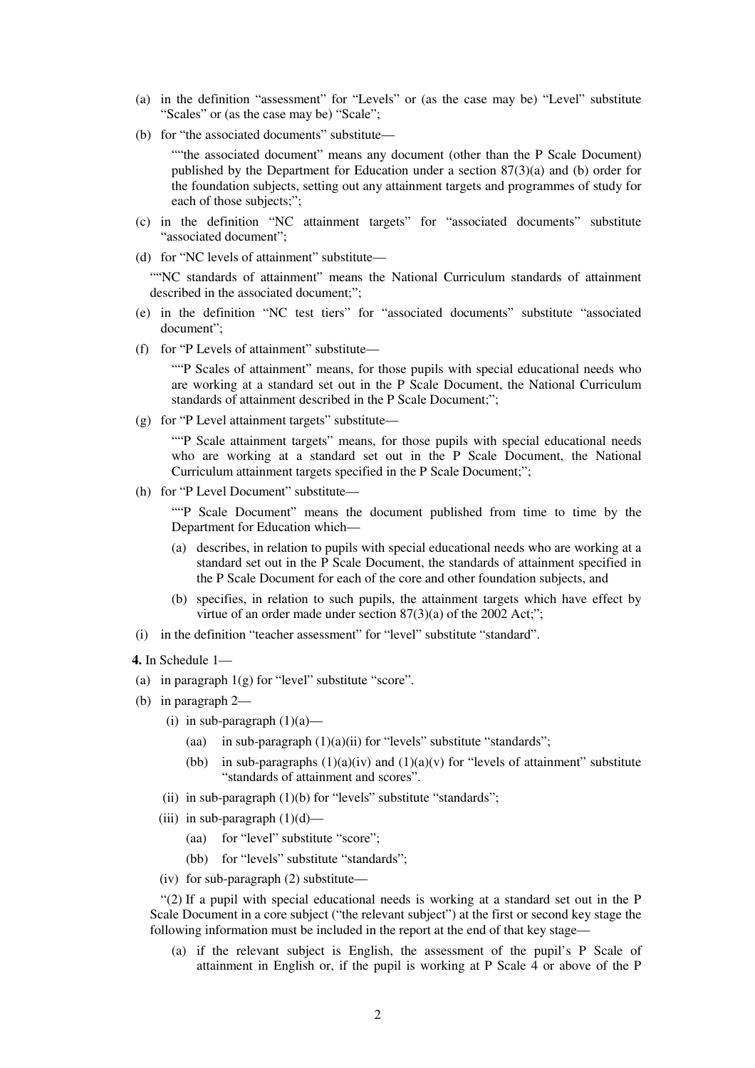(a) in the definition "assessment" for "Levels" or (as the case may be) "Level" substitute "Scales" or (as the case may be) "Scale";

(b) for "the associated documents" substitute—

> ""the associated document" means any document (other than the P Scale Document) published by the Department for Education under a section 87(3)(a) and (b) order for the foundation subjects, setting out any attainment targets and programmes of study for each of those subjects;";

(c) in the definition "NC attainment targets" for "associated documents" substitute "associated document";

(d) for "NC levels of attainment" substitute—

> ""NC standards of attainment" means the National Curriculum standards of attainment described in the associated document;";

(e) in the definition "NC test tiers" for "associated documents" substitute "associated document";

(f) for "P Levels of attainment" substitute—

> ""P Scales of attainment" means, for those pupils with special educational needs who are working at a standard set out in the P Scale Document, the National Curriculum standards of attainment described in the P Scale Document;";

(g) for "P Level attainment targets" substitute—

> ""P Scale attainment targets" means, for those pupils with special educational needs who are working at a standard set out in the P Scale Document, the National Curriculum attainment targets specified in the P Scale Document;";

(h) for "P Level Document" substitute—

> ""P Scale Document" means the document published from time to time by the Department for Education which—
>
> (a) describes, in relation to pupils with special educational needs who are working at a standard set out in the P Scale Document, the standards of attainment specified in the P Scale Document for each of the core and other foundation subjects, and
>
> (b) specifies, in relation to such pupils, the attainment targets which have effect by virtue of an order made under section 87(3)(a) of the 2002 Act;";

(i) in the definition "teacher assessment" for "level" substitute "standard".

**4.** In Schedule 1—

(a) in paragraph 1(g) for "level" substitute "score".

(b) in paragraph 2—

- (i) in sub-paragraph (1)(a)—
  - (aa) in sub-paragraph (1)(a)(ii) for "levels" substitute "standards";
  - (bb) in sub-paragraphs (1)(a)(iv) and (1)(a)(v) for "levels of attainment" substitute "standards of attainment and scores".
- (ii) in sub-paragraph (1)(b) for "levels" substitute "standards";
- (iii) in sub-paragraph (1)(d)—
  - (aa) for "level" substitute "score";
  - (bb) for "levels" substitute "standards";
- (iv) for sub-paragraph (2) substitute—

> "(2) If a pupil with special educational needs is working at a standard set out in the P Scale Document in a core subject ("the relevant subject") at the first or second key stage the following information must be included in the report at the end of that key stage—
>
> (a) if the relevant subject is English, the assessment of the pupil's P Scale of attainment in English or, if the pupil is working at P Scale 4 or above of the P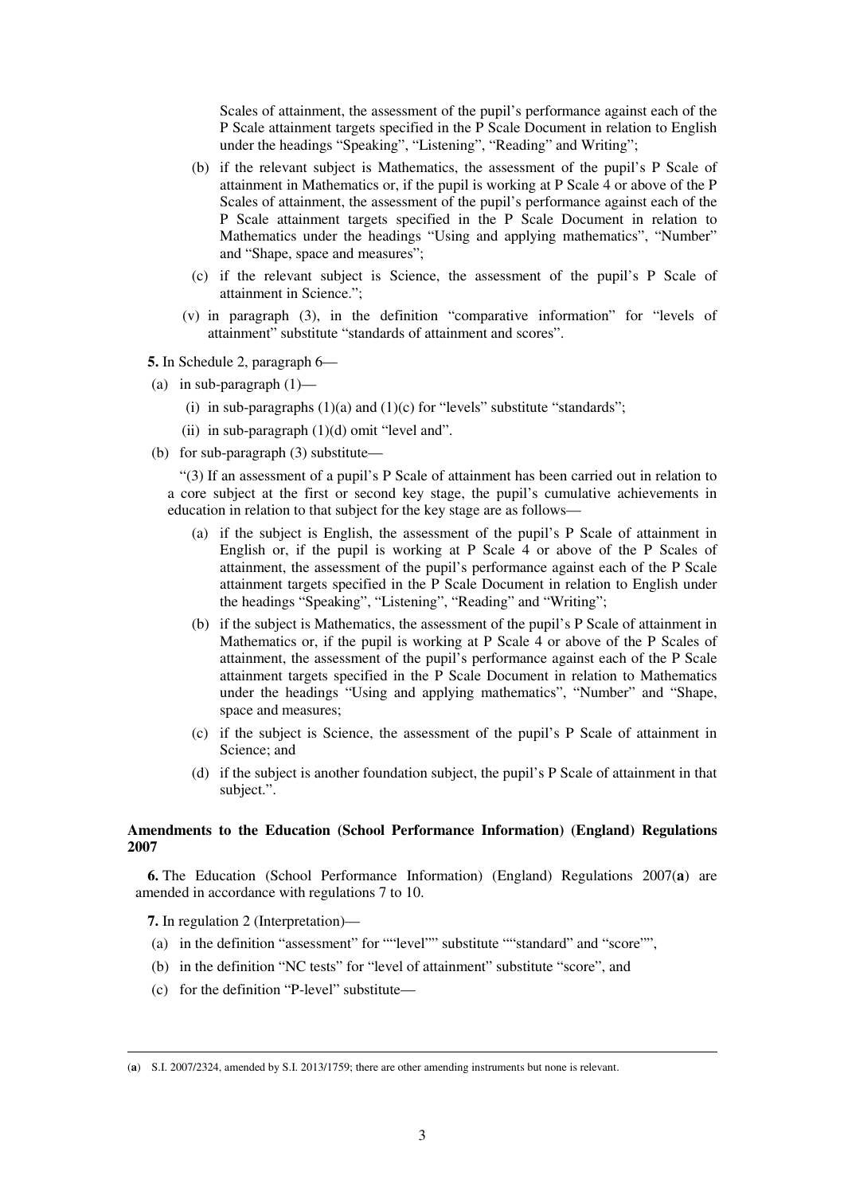Scales of attainment, the assessment of the pupil's performance against each of the P Scale attainment targets specified in the P Scale Document in relation to English under the headings "Speaking", "Listening", "Reading" and Writing";

(b) if the relevant subject is Mathematics, the assessment of the pupil's P Scale of attainment in Mathematics or, if the pupil is working at P Scale 4 or above of the P Scales of attainment, the assessment of the pupil's performance against each of the P Scale attainment targets specified in the P Scale Document in relation to Mathematics under the headings "Using and applying mathematics", "Number" and "Shape, space and measures";

(c) if the relevant subject is Science, the assessment of the pupil's P Scale of attainment in Science.";

(v) in paragraph (3), in the definition "comparative information" for "levels of attainment" substitute "standards of attainment and scores".

**5.** In Schedule 2, paragraph 6—

(a) in sub-paragraph (1)—

(i) in sub-paragraphs (1)(a) and (1)(c) for "levels" substitute "standards";

(ii) in sub-paragraph (1)(d) omit "level and".

(b) for sub-paragraph (3) substitute—

"(3) If an assessment of a pupil's P Scale of attainment has been carried out in relation to a core subject at the first or second key stage, the pupil's cumulative achievements in education in relation to that subject for the key stage are as follows—

(a) if the subject is English, the assessment of the pupil's P Scale of attainment in English or, if the pupil is working at P Scale 4 or above of the P Scales of attainment, the assessment of the pupil's performance against each of the P Scale attainment targets specified in the P Scale Document in relation to English under the headings "Speaking", "Listening", "Reading" and "Writing";

(b) if the subject is Mathematics, the assessment of the pupil's P Scale of attainment in Mathematics or, if the pupil is working at P Scale 4 or above of the P Scales of attainment, the assessment of the pupil's performance against each of the P Scale attainment targets specified in the P Scale Document in relation to Mathematics under the headings "Using and applying mathematics", "Number" and "Shape, space and measures;

(c) if the subject is Science, the assessment of the pupil's P Scale of attainment in Science; and

(d) if the subject is another foundation subject, the pupil's P Scale of attainment in that subject.".

**Amendments to the Education (School Performance Information) (England) Regulations 2007**

**6.** The Education (School Performance Information) (England) Regulations 2007(**a**) are amended in accordance with regulations 7 to 10.

**7.** In regulation 2 (Interpretation)—

(a) in the definition "assessment" for ""level"" substitute ""standard" and "score"",

(b) in the definition "NC tests" for "level of attainment" substitute "score", and

(c) for the definition "P-level" substitute—

---

(**a**) S.I. 2007/2324, amended by S.I. 2013/1759; there are other amending instruments but none is relevant.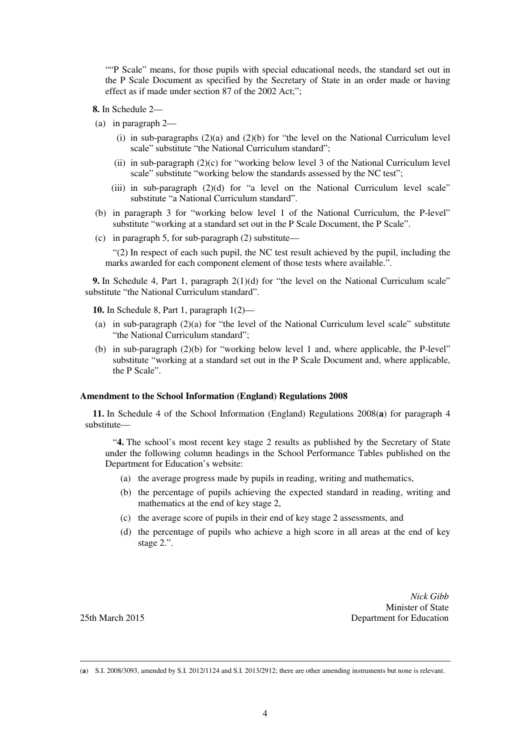""P Scale" means, for those pupils with special educational needs, the standard set out in the P Scale Document as specified by the Secretary of State in an order made or having effect as if made under section 87 of the 2002 Act;";

**8.** In Schedule 2—

(a) in paragraph 2—

(i) in sub-paragraphs (2)(a) and (2)(b) for "the level on the National Curriculum level scale" substitute "the National Curriculum standard";

(ii) in sub-paragraph (2)(c) for "working below level 3 of the National Curriculum level scale" substitute "working below the standards assessed by the NC test";

(iii) in sub-paragraph (2)(d) for "a level on the National Curriculum level scale" substitute "a National Curriculum standard".

(b) in paragraph 3 for "working below level 1 of the National Curriculum, the P-level" substitute "working at a standard set out in the P Scale Document, the P Scale".

(c) in paragraph 5, for sub-paragraph (2) substitute—

"(2) In respect of each such pupil, the NC test result achieved by the pupil, including the marks awarded for each component element of those tests where available.".

**9.** In Schedule 4, Part 1, paragraph 2(1)(d) for "the level on the National Curriculum scale" substitute "the National Curriculum standard".

**10.** In Schedule 8, Part 1, paragraph 1(2)—

(a) in sub-paragraph (2)(a) for "the level of the National Curriculum level scale" substitute "the National Curriculum standard";

(b) in sub-paragraph (2)(b) for "working below level 1 and, where applicable, the P-level" substitute "working at a standard set out in the P Scale Document and, where applicable, the P Scale".

### Amendment to the School Information (England) Regulations 2008

**11.** In Schedule 4 of the School Information (England) Regulations 2008(**a**) for paragraph 4 substitute—

"**4.** The school's most recent key stage 2 results as published by the Secretary of State under the following column headings in the School Performance Tables published on the Department for Education's website:

(a) the average progress made by pupils in reading, writing and mathematics,

(b) the percentage of pupils achieving the expected standard in reading, writing and mathematics at the end of key stage 2,

(c) the average score of pupils in their end of key stage 2 assessments, and

(d) the percentage of pupils who achieve a high score in all areas at the end of key stage 2.".

*Nick Gibb*
Minister of State
Department for Education

25th March 2015

---

(**a**) S.I. 2008/3093, amended by S.I. 2012/1124 and S.I. 2013/2912; there are other amending instruments but none is relevant.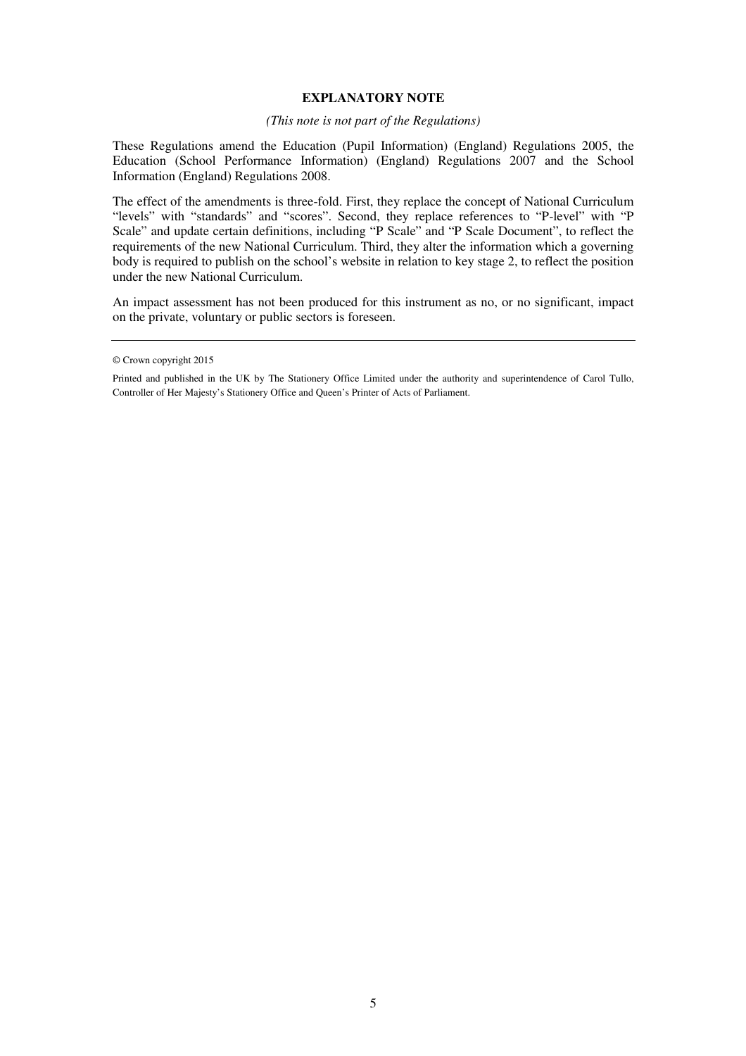## EXPLANATORY NOTE

*(This note is not part of the Regulations)*

These Regulations amend the Education (Pupil Information) (England) Regulations 2005, the Education (School Performance Information) (England) Regulations 2007 and the School Information (England) Regulations 2008.

The effect of the amendments is three-fold. First, they replace the concept of National Curriculum "levels" with "standards" and "scores". Second, they replace references to "P-level" with "P Scale" and update certain definitions, including "P Scale" and "P Scale Document", to reflect the requirements of the new National Curriculum. Third, they alter the information which a governing body is required to publish on the school's website in relation to key stage 2, to reflect the position under the new National Curriculum.

An impact assessment has not been produced for this instrument as no, or no significant, impact on the private, voluntary or public sectors is foreseen.

---

© Crown copyright 2015

Printed and published in the UK by The Stationery Office Limited under the authority and superintendence of Carol Tullo, Controller of Her Majesty's Stationery Office and Queen's Printer of Acts of Parliament.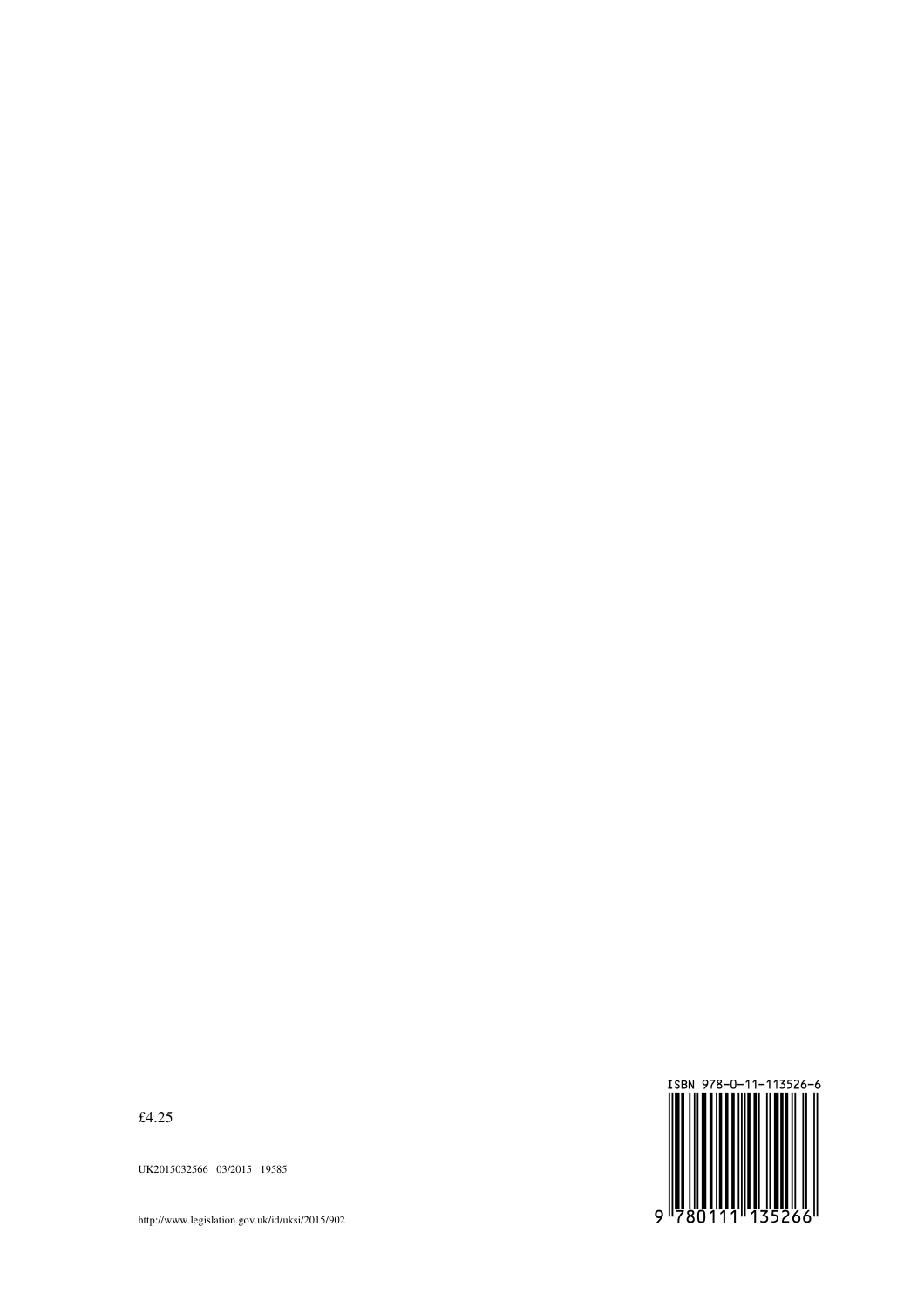£4.25

UK2015032566 03/2015 19585

http://www.legislation.gov.uk/id/uksi/2015/902

ISBN 978-0-11-113526-6

9 780111 135266